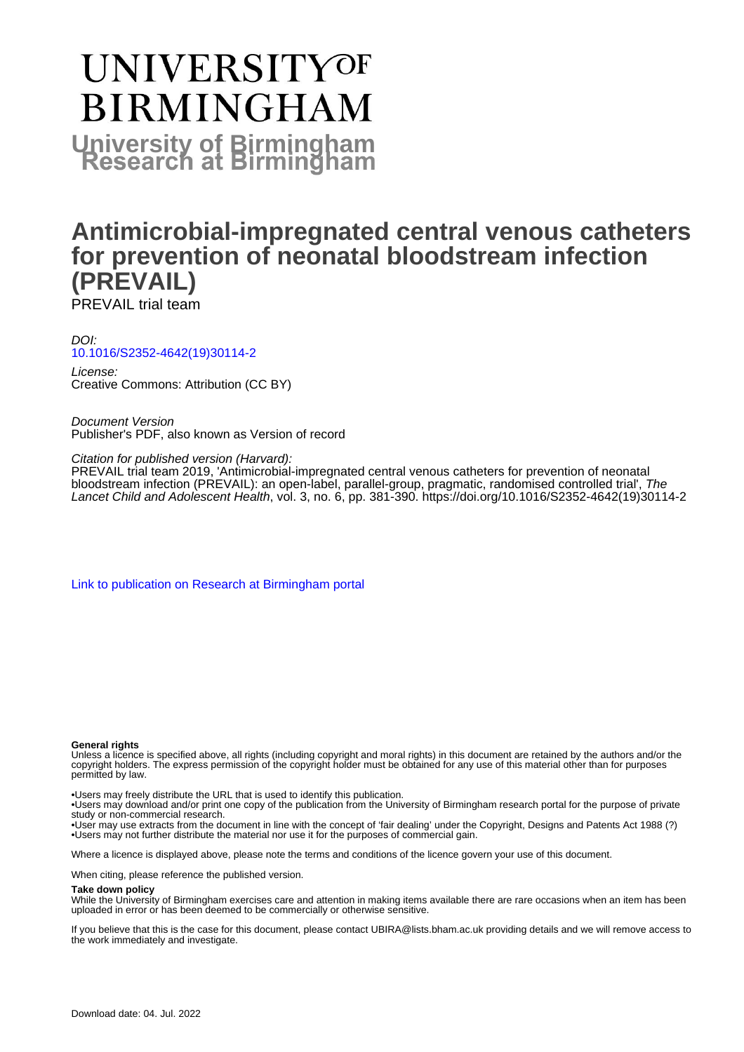# UNIVERSITY OF BIRMINGHAM

**University of Birmingham Research at Birmingham**

# Antimicrobial-impregnated central venous catheters for prevention of neonatal bloodstream infection (PREVAIL)

PREVAIL trial team

*DOI:*
10.1016/S2352-4642(19)30114-2

*License:*
Creative Commons: Attribution (CC BY)

*Document Version*
Publisher's PDF, also known as Version of record

*Citation for published version (Harvard):*
PREVAIL trial team 2019, 'Antimicrobial-impregnated central venous catheters for prevention of neonatal bloodstream infection (PREVAIL): an open-label, parallel-group, pragmatic, randomised controlled trial', *The Lancet Child and Adolescent Health*, vol. 3, no. 6, pp. 381-390. https://doi.org/10.1016/S2352-4642(19)30114-2

Link to publication on Research at Birmingham portal

**General rights**

Unless a licence is specified above, all rights (including copyright and moral rights) in this document are retained by the authors and/or the copyright holders. The express permission of the copyright holder must be obtained for any use of this material other than for purposes permitted by law.

•Users may freely distribute the URL that is used to identify this publication.
•Users may download and/or print one copy of the publication from the University of Birmingham research portal for the purpose of private study or non-commercial research.
•User may use extracts from the document in line with the concept of 'fair dealing' under the Copyright, Designs and Patents Act 1988 (?)
•Users may not further distribute the material nor use it for the purposes of commercial gain.

Where a licence is displayed above, please note the terms and conditions of the licence govern your use of this document.

When citing, please reference the published version.

**Take down policy**

While the University of Birmingham exercises care and attention in making items available there are rare occasions when an item has been uploaded in error or has been deemed to be commercially or otherwise sensitive.

If you believe that this is the case for this document, please contact UBIRA@lists.bham.ac.uk providing details and we will remove access to the work immediately and investigate.

Download date: 04. Jul. 2022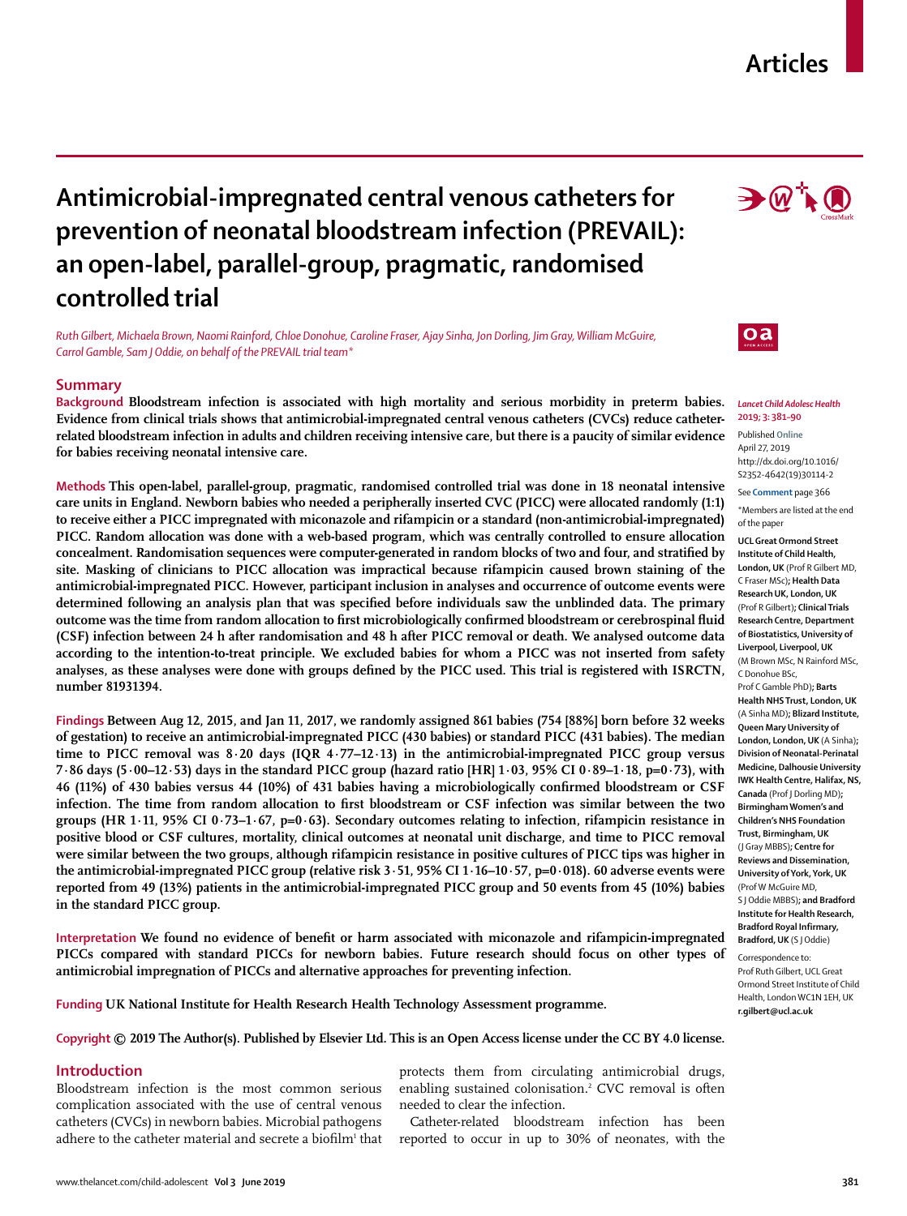# Antimicrobial-impregnated central venous catheters for prevention of neonatal bloodstream infection (PREVAIL): an open-label, parallel-group, pragmatic, randomised controlled trial

*Ruth Gilbert, Michaela Brown, Naomi Rainford, Chloe Donohue, Caroline Fraser, Ajay Sinha, Jon Dorling, Jim Gray, William McGuire, Carrol Gamble, Sam J Oddie, on behalf of the PREVAIL trial team\**

## Summary

**Background** Bloodstream infection is associated with high mortality and serious morbidity in preterm babies. Evidence from clinical trials shows that antimicrobial-impregnated central venous catheters (CVCs) reduce catheter-related bloodstream infection in adults and children receiving intensive care, but there is a paucity of similar evidence for babies receiving neonatal intensive care.

**Methods** This open-label, parallel-group, pragmatic, randomised controlled trial was done in 18 neonatal intensive care units in England. Newborn babies who needed a peripherally inserted CVC (PICC) were allocated randomly (1:1) to receive either a PICC impregnated with miconazole and rifampicin or a standard (non-antimicrobial-impregnated) PICC. Random allocation was done with a web-based program, which was centrally controlled to ensure allocation concealment. Randomisation sequences were computer-generated in random blocks of two and four, and stratified by site. Masking of clinicians to PICC allocation was impractical because rifampicin caused brown staining of the antimicrobial-impregnated PICC. However, participant inclusion in analyses and occurrence of outcome events were determined following an analysis plan that was specified before individuals saw the unblinded data. The primary outcome was the time from random allocation to first microbiologically confirmed bloodstream or cerebrospinal fluid (CSF) infection between 24 h after randomisation and 48 h after PICC removal or death. We analysed outcome data according to the intention-to-treat principle. We excluded babies for whom a PICC was not inserted from safety analyses, as these analyses were done with groups defined by the PICC used. This trial is registered with ISRCTN, number 81931394.

**Findings** Between Aug 12, 2015, and Jan 11, 2017, we randomly assigned 861 babies (754 [88%] born before 32 weeks of gestation) to receive an antimicrobial-impregnated PICC (430 babies) or standard PICC (431 babies). The median time to PICC removal was 8·20 days (IQR 4·77–12·13) in the antimicrobial-impregnated PICC group versus 7·86 days (5·00–12·53) days in the standard PICC group (hazard ratio [HR] 1·03, 95% CI 0·89–1·18, p=0·73), with 46 (11%) of 430 babies versus 44 (10%) of 431 babies having a microbiologically confirmed bloodstream or CSF infection. The time from random allocation to first bloodstream or CSF infection was similar between the two groups (HR 1·11, 95% CI 0·73–1·67, p=0·63). Secondary outcomes relating to infection, rifampicin resistance in positive blood or CSF cultures, mortality, clinical outcomes at neonatal unit discharge, and time to PICC removal were similar between the two groups, although rifampicin resistance in positive cultures of PICC tips was higher in the antimicrobial-impregnated PICC group (relative risk 3·51, 95% CI 1·16–10·57, p=0·018). 60 adverse events were reported from 49 (13%) patients in the antimicrobial-impregnated PICC group and 50 events from 45 (10%) babies in the standard PICC group.

**Interpretation** We found no evidence of benefit or harm associated with miconazole and rifampicin-impregnated PICCs compared with standard PICCs for newborn babies. Future research should focus on other types of antimicrobial impregnation of PICCs and alternative approaches for preventing infection.

**Funding** UK National Institute for Health Research Health Technology Assessment programme.

**Copyright** © 2019 The Author(s). Published by Elsevier Ltd. This is an Open Access license under the CC BY 4.0 license.

*Lancet Child Adolesc Health* 2019; 3: 381–90

Published Online April 27, 2019 http://dx.doi.org/10.1016/S2352-4642(19)30114-2

See **Comment** page 366

\*Members are listed at the end of the paper

**UCL Great Ormond Street Institute of Child Health, London, UK** (Prof R Gilbert MD, C Fraser MSc); **Health Data Research UK, London, UK** (Prof R Gilbert); **Clinical Trials Research Centre, Department of Biostatistics, University of Liverpool, Liverpool, UK** (M Brown MSc, N Rainford MSc, C Donohue BSc, Prof C Gamble PhD); **Barts Health NHS Trust, London, UK** (A Sinha MD); **Blizard Institute, Queen Mary University of London, London, UK** (A Sinha); **Division of Neonatal-Perinatal Medicine, Dalhousie University IWK Health Centre, Halifax, NS, Canada** (Prof J Dorling MD); **Birmingham Women's and Children's NHS Foundation Trust, Birmingham, UK** (J Gray MBBS); **Centre for Reviews and Dissemination, University of York, York, UK** (Prof W McGuire MD, S J Oddie MBBS); **and Bradford Institute for Health Research, Bradford Royal Infirmary, Bradford, UK** (S J Oddie)

Correspondence to: Prof Ruth Gilbert, UCL Great Ormond Street Institute of Child Health, London WC1N 1EH, UK **r.gilbert@ucl.ac.uk**

## Introduction

Bloodstream infection is the most common serious complication associated with the use of central venous catheters (CVCs) in newborn babies. Microbial pathogens adhere to the catheter material and secrete a biofilm[1] that protects them from circulating antimicrobial drugs, enabling sustained colonisation.[2] CVC removal is often needed to clear the infection.

Catheter-related bloodstream infection has been reported to occur in up to 30% of neonates, with the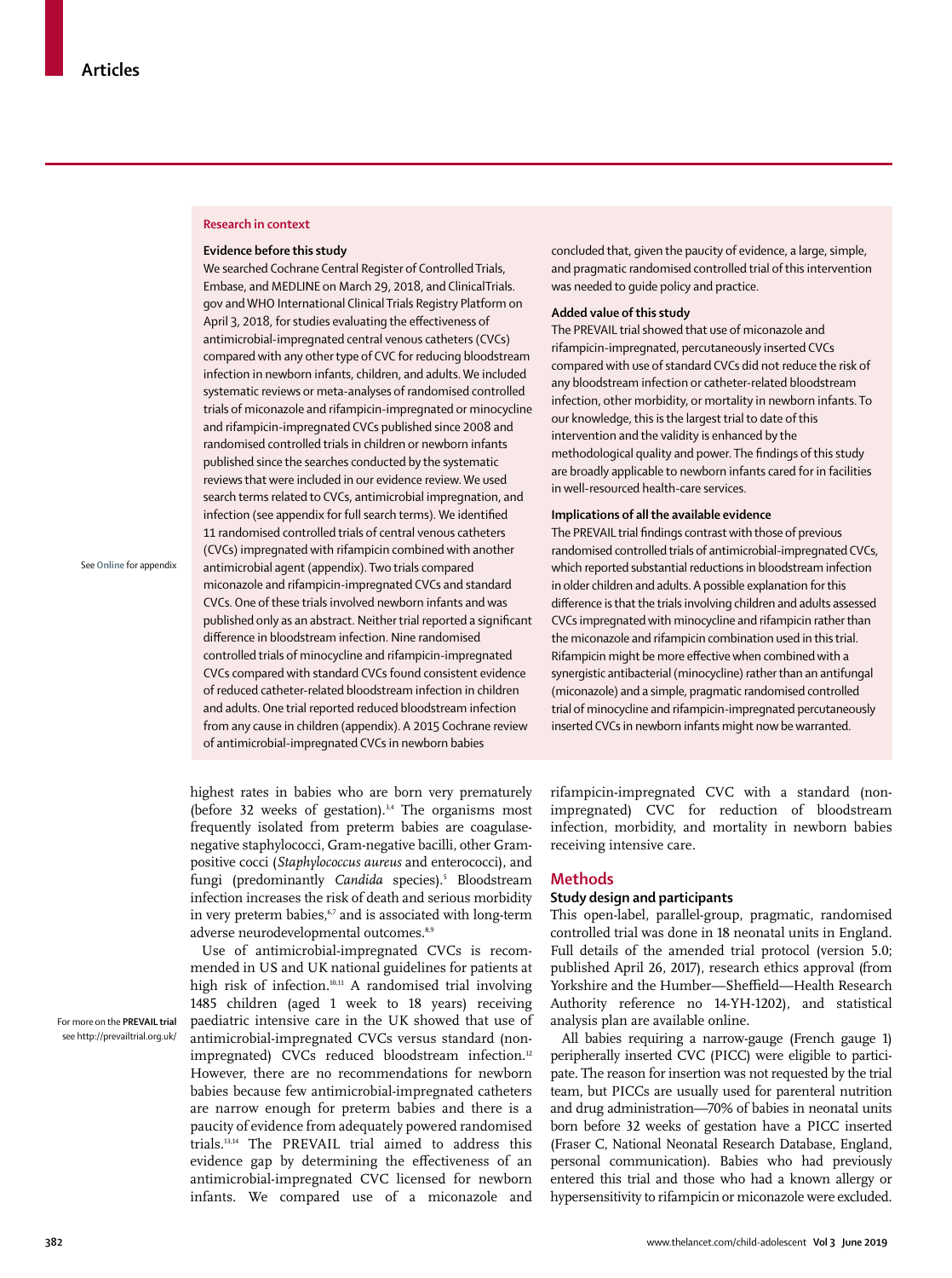## Research in context

### Evidence before this study

We searched Cochrane Central Register of Controlled Trials, Embase, and MEDLINE on March 29, 2018, and ClinicalTrials.gov and WHO International Clinical Trials Registry Platform on April 3, 2018, for studies evaluating the effectiveness of antimicrobial-impregnated central venous catheters (CVCs) compared with any other type of CVC for reducing bloodstream infection in newborn infants, children, and adults. We included systematic reviews or meta-analyses of randomised controlled trials of miconazole and rifampicin-impregnated or minocycline and rifampicin-impregnated CVCs published since 2008 and randomised controlled trials in children or newborn infants published since the searches conducted by the systematic reviews that were included in our evidence review. We used search terms related to CVCs, antimicrobial impregnation, and infection (see appendix for full search terms). We identified 11 randomised controlled trials of central venous catheters (CVCs) impregnated with rifampicin combined with another antimicrobial agent (appendix). Two trials compared miconazole and rifampicin-impregnated CVCs and standard CVCs. One of these trials involved newborn infants and was published only as an abstract. Neither trial reported a significant difference in bloodstream infection. Nine randomised controlled trials of minocycline and rifampicin-impregnated CVCs compared with standard CVCs found consistent evidence of reduced catheter-related bloodstream infection in children and adults. One trial reported reduced bloodstream infection from any cause in children (appendix). A 2015 Cochrane review of antimicrobial-impregnated CVCs in newborn babies concluded that, given the paucity of evidence, a large, simple, and pragmatic randomised controlled trial of this intervention was needed to guide policy and practice.

### Added value of this study

The PREVAIL trial showed that use of miconazole and rifampicin-impregnated, percutaneously inserted CVCs compared with use of standard CVCs did not reduce the risk of any bloodstream infection or catheter-related bloodstream infection, other morbidity, or mortality in newborn infants. To our knowledge, this is the largest trial to date of this intervention and the validity is enhanced by the methodological quality and power. The findings of this study are broadly applicable to newborn infants cared for in facilities in well-resourced health-care services.

### Implications of all the available evidence

The PREVAIL trial findings contrast with those of previous randomised controlled trials of antimicrobial-impregnated CVCs, which reported substantial reductions in bloodstream infection in older children and adults. A possible explanation for this difference is that the trials involving children and adults assessed CVCs impregnated with minocycline and rifampicin rather than the miconazole and rifampicin combination used in this trial. Rifampicin might be more effective when combined with a synergistic antibacterial (minocycline) rather than an antifungal (miconazole) and a simple, pragmatic randomised controlled trial of minocycline and rifampicin-impregnated percutaneously inserted CVCs in newborn infants might now be warranted.

See **Online** for appendix

highest rates in babies who are born very prematurely (before 32 weeks of gestation).[3,4] The organisms most frequently isolated from preterm babies are coagulase-negative staphylococci, Gram-negative bacilli, other Gram-positive cocci (*Staphylococcus aureus* and enterococci), and fungi (predominantly *Candida* species).[5] Bloodstream infection increases the risk of death and serious morbidity in very preterm babies,[6,7] and is associated with long-term adverse neurodevelopmental outcomes.[8,9]

Use of antimicrobial-impregnated CVCs is recommended in US and UK national guidelines for patients at high risk of infection.[10,11] A randomised trial involving 1485 children (aged 1 week to 18 years) receiving paediatric intensive care in the UK showed that use of antimicrobial-impregnated CVCs versus standard (non-impregnated) CVCs reduced bloodstream infection.[12] However, there are no recommendations for newborn babies because few antimicrobial-impregnated catheters are narrow enough for preterm babies and there is a paucity of evidence from adequately powered randomised trials.[13,14] The PREVAIL trial aimed to address this evidence gap by determining the effectiveness of an antimicrobial-impregnated CVC licensed for newborn infants. We compared use of a miconazole and rifampicin-impregnated CVC with a standard (non-impregnated) CVC for reduction of bloodstream infection, morbidity, and mortality in newborn babies receiving intensive care.

For more on the **PREVAIL trial** see http://prevailtrial.org.uk/

## Methods

### Study design and participants

This open-label, parallel-group, pragmatic, randomised controlled trial was done in 18 neonatal units in England. Full details of the amended trial protocol (version 5.0; published April 26, 2017), research ethics approval (from Yorkshire and the Humber—Sheffield—Health Research Authority reference no 14-YH-1202), and statistical analysis plan are available online.

All babies requiring a narrow-gauge (French gauge 1) peripherally inserted CVC (PICC) were eligible to participate. The reason for insertion was not requested by the trial team, but PICCs are usually used for parenteral nutrition and drug administration—70% of babies in neonatal units born before 32 weeks of gestation have a PICC inserted (Fraser C, National Neonatal Research Database, England, personal communication). Babies who had previously entered this trial and those who had a known allergy or hypersensitivity to rifampicin or miconazole were excluded.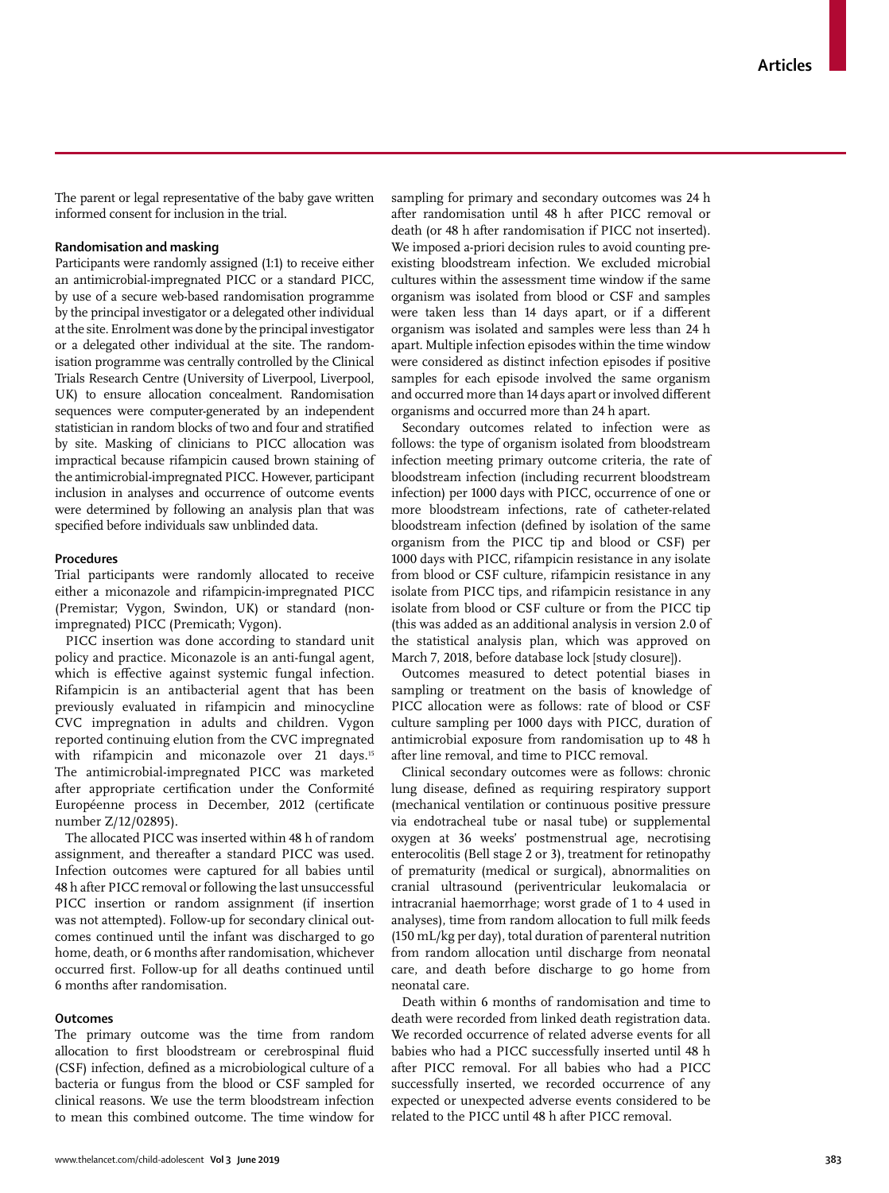The parent or legal representative of the baby gave written informed consent for inclusion in the trial.

### Randomisation and masking

Participants were randomly assigned (1:1) to receive either an antimicrobial-impregnated PICC or a standard PICC, by use of a secure web-based randomisation programme by the principal investigator or a delegated other individual at the site. Enrolment was done by the principal investigator or a delegated other individual at the site. The randomisation programme was centrally controlled by the Clinical Trials Research Centre (University of Liverpool, Liverpool, UK) to ensure allocation concealment. Randomisation sequences were computer-generated by an independent statistician in random blocks of two and four and stratified by site. Masking of clinicians to PICC allocation was impractical because rifampicin caused brown staining of the antimicrobial-impregnated PICC. However, participant inclusion in analyses and occurrence of outcome events were determined by following an analysis plan that was specified before individuals saw unblinded data.

### Procedures

Trial participants were randomly allocated to receive either a miconazole and rifampicin-impregnated PICC (Premistar; Vygon, Swindon, UK) or standard (non-impregnated) PICC (Premicath; Vygon).

PICC insertion was done according to standard unit policy and practice. Miconazole is an anti-fungal agent, which is effective against systemic fungal infection. Rifampicin is an antibacterial agent that has been previously evaluated in rifampicin and minocycline CVC impregnation in adults and children. Vygon reported continuing elution from the CVC impregnated with rifampicin and miconazole over 21 days.[15] The antimicrobial-impregnated PICC was marketed after appropriate certification under the Conformité Européenne process in December, 2012 (certificate number Z/12/02895).

The allocated PICC was inserted within 48 h of random assignment, and thereafter a standard PICC was used. Infection outcomes were captured for all babies until 48 h after PICC removal or following the last unsuccessful PICC insertion or random assignment (if insertion was not attempted). Follow-up for secondary clinical outcomes continued until the infant was discharged to go home, death, or 6 months after randomisation, whichever occurred first. Follow-up for all deaths continued until 6 months after randomisation.

### Outcomes

The primary outcome was the time from random allocation to first bloodstream or cerebrospinal fluid (CSF) infection, defined as a microbiological culture of a bacteria or fungus from the blood or CSF sampled for clinical reasons. We use the term bloodstream infection to mean this combined outcome. The time window for sampling for primary and secondary outcomes was 24 h after randomisation until 48 h after PICC removal or death (or 48 h after randomisation if PICC not inserted). We imposed a-priori decision rules to avoid counting pre-existing bloodstream infection. We excluded microbial cultures within the assessment time window if the same organism was isolated from blood or CSF and samples were taken less than 14 days apart, or if a different organism was isolated and samples were less than 24 h apart. Multiple infection episodes within the time window were considered as distinct infection episodes if positive samples for each episode involved the same organism and occurred more than 14 days apart or involved different organisms and occurred more than 24 h apart.

Secondary outcomes related to infection were as follows: the type of organism isolated from bloodstream infection meeting primary outcome criteria, the rate of bloodstream infection (including recurrent bloodstream infection) per 1000 days with PICC, occurrence of one or more bloodstream infections, rate of catheter-related bloodstream infection (defined by isolation of the same organism from the PICC tip and blood or CSF) per 1000 days with PICC, rifampicin resistance in any isolate from blood or CSF culture, rifampicin resistance in any isolate from PICC tips, and rifampicin resistance in any isolate from blood or CSF culture or from the PICC tip (this was added as an additional analysis in version 2.0 of the statistical analysis plan, which was approved on March 7, 2018, before database lock [study closure]).

Outcomes measured to detect potential biases in sampling or treatment on the basis of knowledge of PICC allocation were as follows: rate of blood or CSF culture sampling per 1000 days with PICC, duration of antimicrobial exposure from randomisation up to 48 h after line removal, and time to PICC removal.

Clinical secondary outcomes were as follows: chronic lung disease, defined as requiring respiratory support (mechanical ventilation or continuous positive pressure via endotracheal tube or nasal tube) or supplemental oxygen at 36 weeks' postmenstrual age, necrotising enterocolitis (Bell stage 2 or 3), treatment for retinopathy of prematurity (medical or surgical), abnormalities on cranial ultrasound (periventricular leukomalacia or intracranial haemorrhage; worst grade of 1 to 4 used in analyses), time from random allocation to full milk feeds (150 mL/kg per day), total duration of parenteral nutrition from random allocation until discharge from neonatal care, and death before discharge to go home from neonatal care.

Death within 6 months of randomisation and time to death were recorded from linked death registration data. We recorded occurrence of related adverse events for all babies who had a PICC successfully inserted until 48 h after PICC removal. For all babies who had a PICC successfully inserted, we recorded occurrence of any expected or unexpected adverse events considered to be related to the PICC until 48 h after PICC removal.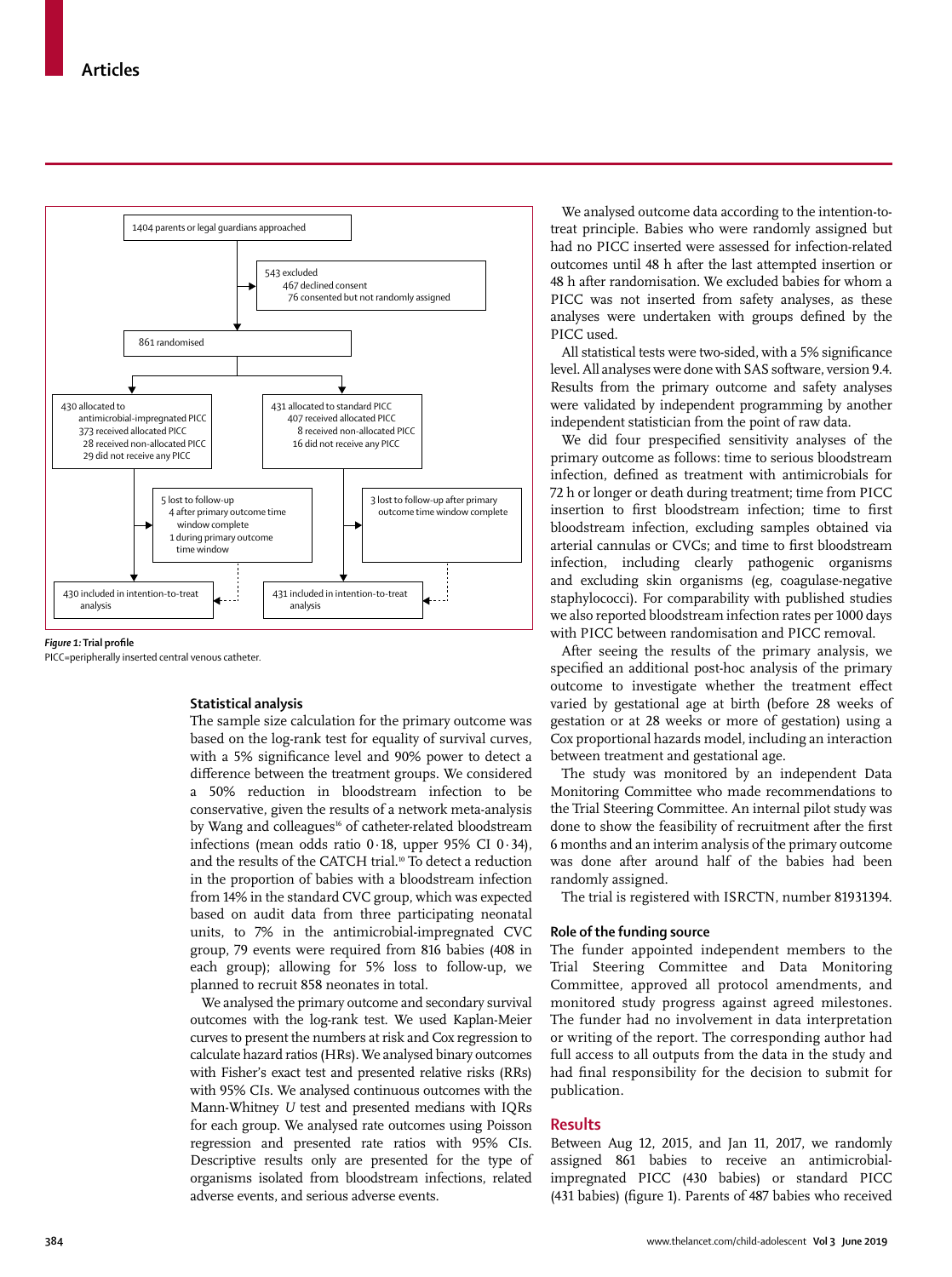1404 parents or legal guardians approached

543 excluded
467 declined consent
76 consented but not randomly assigned

861 randomised

430 allocated to antimicrobial-impregnated PICC
373 received allocated PICC
28 received non-allocated PICC
29 did not receive any PICC

431 allocated to standard PICC
407 received allocated PICC
8 received non-allocated PICC
16 did not receive any PICC

5 lost to follow-up
4 after primary outcome time window complete
1 during primary outcome time window

3 lost to follow-up after primary outcome time window complete

430 included in intention-to-treat analysis

431 included in intention-to-treat analysis

***Figure 1:*** **Trial profile**
PICC=peripherally inserted central venous catheter.

### Statistical analysis

The sample size calculation for the primary outcome was based on the log-rank test for equality of survival curves, with a 5% significance level and 90% power to detect a difference between the treatment groups. We considered a 50% reduction in bloodstream infection to be conservative, given the results of a network meta-analysis by Wang and colleagues[16] of catheter-related bloodstream infections (mean odds ratio 0·18, upper 95% CI 0·34), and the results of the CATCH trial.[10] To detect a reduction in the proportion of babies with a bloodstream infection from 14% in the standard CVC group, which was expected based on audit data from three participating neonatal units, to 7% in the antimicrobial-impregnated CVC group, 79 events were required from 816 babies (408 in each group); allowing for 5% loss to follow-up, we planned to recruit 858 neonates in total.

We analysed the primary outcome and secondary survival outcomes with the log-rank test. We used Kaplan-Meier curves to present the numbers at risk and Cox regression to calculate hazard ratios (HRs). We analysed binary outcomes with Fisher's exact test and presented relative risks (RRs) with 95% CIs. We analysed continuous outcomes with the Mann-Whitney *U* test and presented medians with IQRs for each group. We analysed rate outcomes using Poisson regression and presented rate ratios with 95% CIs. Descriptive results only are presented for the type of organisms isolated from bloodstream infections, related adverse events, and serious adverse events.

We analysed outcome data according to the intention-to-treat principle. Babies who were randomly assigned but had no PICC inserted were assessed for infection-related outcomes until 48 h after the last attempted insertion or 48 h after randomisation. We excluded babies for whom a PICC was not inserted from safety analyses, as these analyses were undertaken with groups defined by the PICC used.

All statistical tests were two-sided, with a 5% significance level. All analyses were done with SAS software, version 9.4. Results from the primary outcome and safety analyses were validated by independent programming by another independent statistician from the point of raw data.

We did four prespecified sensitivity analyses of the primary outcome as follows: time to serious bloodstream infection, defined as treatment with antimicrobials for 72 h or longer or death during treatment; time from PICC insertion to first bloodstream infection; time to first bloodstream infection, excluding samples obtained via arterial cannulas or CVCs; and time to first bloodstream infection, including clearly pathogenic organisms and excluding skin organisms (eg, coagulase-negative staphylococci). For comparability with published studies we also reported bloodstream infection rates per 1000 days with PICC between randomisation and PICC removal.

After seeing the results of the primary analysis, we specified an additional post-hoc analysis of the primary outcome to investigate whether the treatment effect varied by gestational age at birth (before 28 weeks of gestation or at 28 weeks or more of gestation) using a Cox proportional hazards model, including an interaction between treatment and gestational age.

The study was monitored by an independent Data Monitoring Committee who made recommendations to the Trial Steering Committee. An internal pilot study was done to show the feasibility of recruitment after the first 6 months and an interim analysis of the primary outcome was done after around half of the babies had been randomly assigned.

The trial is registered with ISRCTN, number 81931394.

### Role of the funding source

The funder appointed independent members to the Trial Steering Committee and Data Monitoring Committee, approved all protocol amendments, and monitored study progress against agreed milestones. The funder had no involvement in data interpretation or writing of the report. The corresponding author had full access to all outputs from the data in the study and had final responsibility for the decision to submit for publication.

## Results

Between Aug 12, 2015, and Jan 11, 2017, we randomly assigned 861 babies to receive an antimicrobial-impregnated PICC (430 babies) or standard PICC (431 babies) (figure 1). Parents of 487 babies who received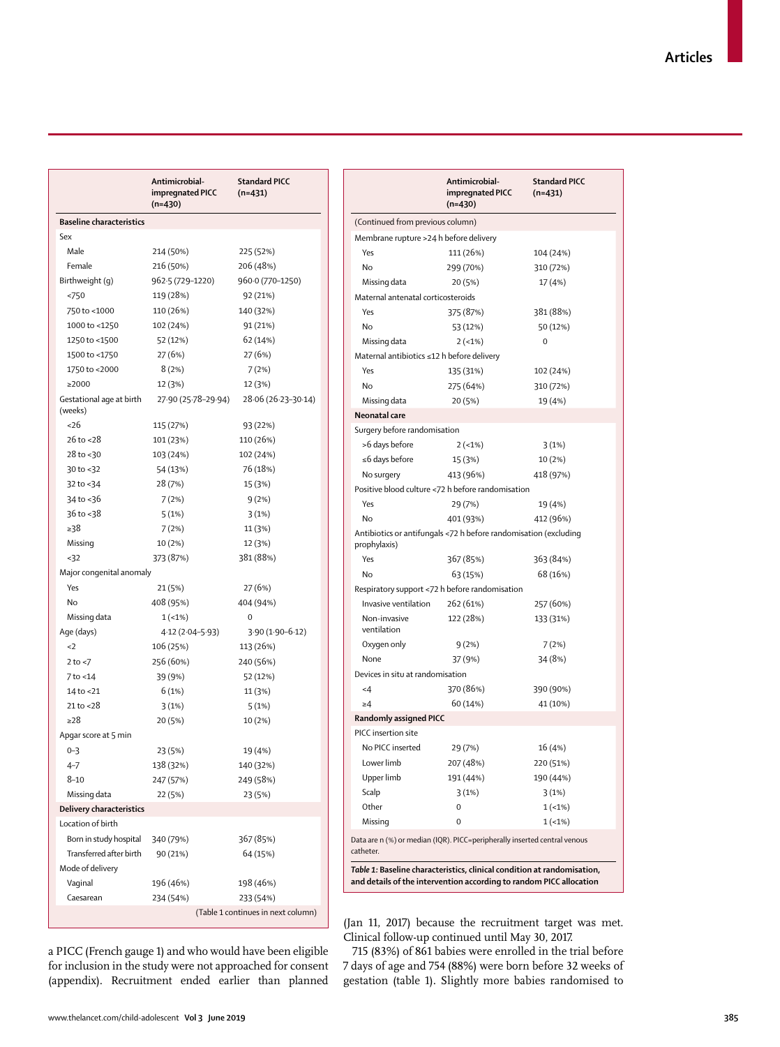| | Antimicrobial-impregnated PICC (n=430) | Standard PICC (n=431) |
|---|---|---|
| **Baseline characteristics** | | |
| Sex | | |
| Male | 214 (50%) | 225 (52%) |
| Female | 216 (50%) | 206 (48%) |
| Birthweight (g) | 962·5 (729–1220) | 960·0 (770–1250) |
| <750 | 119 (28%) | 92 (21%) |
| 750 to <1000 | 110 (26%) | 140 (32%) |
| 1000 to <1250 | 102 (24%) | 91 (21%) |
| 1250 to <1500 | 52 (12%) | 62 (14%) |
| 1500 to <1750 | 27 (6%) | 27 (6%) |
| 1750 to <2000 | 8 (2%) | 7 (2%) |
| ≥2000 | 12 (3%) | 12 (3%) |
| Gestational age at birth (weeks) | 27·90 (25·78–29·94) | 28·06 (26·23–30·14) |
| <26 | 115 (27%) | 93 (22%) |
| 26 to <28 | 101 (23%) | 110 (26%) |
| 28 to <30 | 103 (24%) | 102 (24%) |
| 30 to <32 | 54 (13%) | 76 (18%) |
| 32 to <34 | 28 (7%) | 15 (3%) |
| 34 to <36 | 7 (2%) | 9 (2%) |
| 36 to <38 | 5 (1%) | 3 (1%) |
| ≥38 | 7 (2%) | 11 (3%) |
| Missing | 10 (2%) | 12 (3%) |
| <32 | 373 (87%) | 381 (88%) |
| Major congenital anomaly | | |
| Yes | 21 (5%) | 27 (6%) |
| No | 408 (95%) | 404 (94%) |
| Missing data | 1 (<1%) | 0 |
| Age (days) | 4·12 (2·04–5·93) | 3·90 (1·90–6·12) |
| <2 | 106 (25%) | 113 (26%) |
| 2 to <7 | 256 (60%) | 240 (56%) |
| 7 to <14 | 39 (9%) | 52 (12%) |
| 14 to <21 | 6 (1%) | 11 (3%) |
| 21 to <28 | 3 (1%) | 5 (1%) |
| ≥28 | 20 (5%) | 10 (2%) |
| Apgar score at 5 min | | |
| 0–3 | 23 (5%) | 19 (4%) |
| 4–7 | 138 (32%) | 140 (32%) |
| 8–10 | 247 (57%) | 249 (58%) |
| Missing data | 22 (5%) | 23 (5%) |
| **Delivery characteristics** | | |
| Location of birth | | |
| Born in study hospital | 340 (79%) | 367 (85%) |
| Transferred after birth | 90 (21%) | 64 (15%) |
| Mode of delivery | | |
| Vaginal | 196 (46%) | 198 (46%) |
| Caesarean | 234 (54%) | 233 (54%) |
| Membrane rupture >24 h before delivery | | |
| Yes | 111 (26%) | 104 (24%) |
| No | 299 (70%) | 310 (72%) |
| Missing data | 20 (5%) | 17 (4%) |
| Maternal antenatal corticosteroids | | |
| Yes | 375 (87%) | 381 (88%) |
| No | 53 (12%) | 50 (12%) |
| Missing data | 2 (<1%) | 0 |
| Maternal antibiotics ≤12 h before delivery | | |
| Yes | 135 (31%) | 102 (24%) |
| No | 275 (64%) | 310 (72%) |
| Missing data | 20 (5%) | 19 (4%) |
| **Neonatal care** | | |
| Surgery before randomisation | | |
| >6 days before | 2 (<1%) | 3 (1%) |
| ≤6 days before | 15 (3%) | 10 (2%) |
| No surgery | 413 (96%) | 418 (97%) |
| Positive blood culture <72 h before randomisation | | |
| Yes | 29 (7%) | 19 (4%) |
| No | 401 (93%) | 412 (96%) |
| Antibiotics or antifungals <72 h before randomisation (excluding prophylaxis) | | |
| Yes | 367 (85%) | 363 (84%) |
| No | 63 (15%) | 68 (16%) |
| Respiratory support <72 h before randomisation | | |
| Invasive ventilation | 262 (61%) | 257 (60%) |
| Non-invasive ventilation | 122 (28%) | 133 (31%) |
| Oxygen only | 9 (2%) | 7 (2%) |
| None | 37 (9%) | 34 (8%) |
| Devices in situ at randomisation | | |
| <4 | 370 (86%) | 390 (90%) |
| ≥4 | 60 (14%) | 41 (10%) |
| **Randomly assigned PICC** | | |
| PICC insertion site | | |
| No PICC inserted | 29 (7%) | 16 (4%) |
| Lower limb | 207 (48%) | 220 (51%) |
| Upper limb | 191 (44%) | 190 (44%) |
| Scalp | 3 (1%) | 3 (1%) |
| Other | 0 | 1 (<1%) |
| Missing | 0 | 1 (<1%) |

Data are n (%) or median (IQR). PICC=peripherally inserted central venous catheter.

***Table 1:*** **Baseline characteristics, clinical condition at randomisation, and details of the intervention according to random PICC allocation**

a PICC (French gauge 1) and who would have been eligible for inclusion in the study were not approached for consent (appendix). Recruitment ended earlier than planned (Jan 11, 2017) because the recruitment target was met. Clinical follow-up continued until May 30, 2017.

715 (83%) of 861 babies were enrolled in the trial before 7 days of age and 754 (88%) were born before 32 weeks of gestation (table 1). Slightly more babies randomised to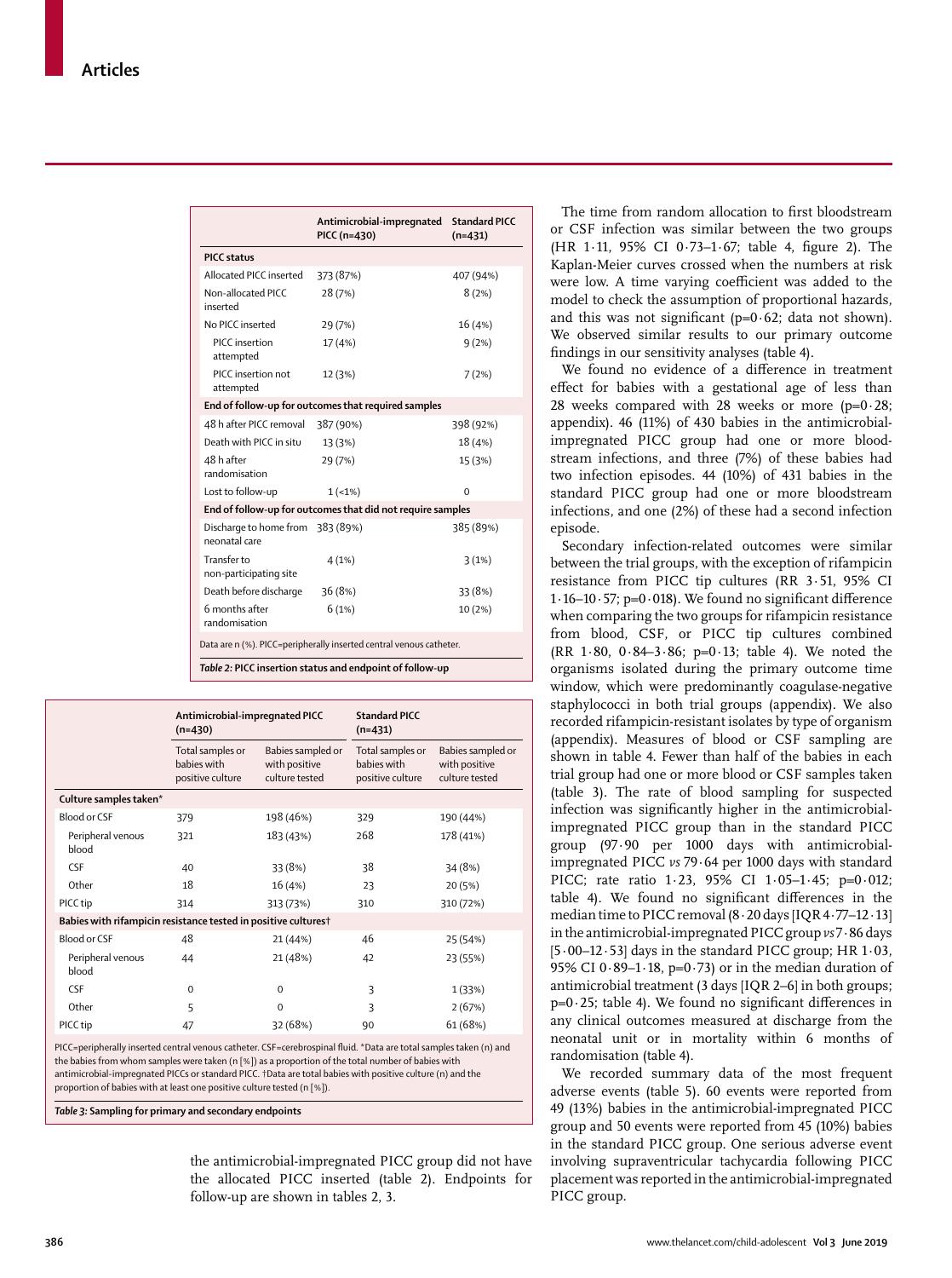| | Antimicrobial-impregnated PICC (n=430) | Standard PICC (n=431) |
|---|---|---|
| **PICC status** | | |
| Allocated PICC inserted | 373 (87%) | 407 (94%) |
| Non-allocated PICC inserted | 28 (7%) | 8 (2%) |
| No PICC inserted | 29 (7%) | 16 (4%) |
| PICC insertion attempted | 17 (4%) | 9 (2%) |
| PICC insertion not attempted | 12 (3%) | 7 (2%) |
| **End of follow-up for outcomes that required samples** | | |
| 48 h after PICC removal | 387 (90%) | 398 (92%) |
| Death with PICC in situ | 13 (3%) | 18 (4%) |
| 48 h after randomisation | 29 (7%) | 15 (3%) |
| Lost to follow-up | 1 (<1%) | 0 |
| **End of follow-up for outcomes that did not require samples** | | |
| Discharge to home from neonatal care | 383 (89%) | 385 (89%) |
| Transfer to non-participating site | 4 (1%) | 3 (1%) |
| Death before discharge | 36 (8%) | 33 (8%) |
| 6 months after randomisation | 6 (1%) | 10 (2%) |

Data are n (%). PICC=peripherally inserted central venous catheter.

*Table 2:* **PICC insertion status and endpoint of follow-up**

| | Antimicrobial-impregnated PICC (n=430) | | Standard PICC (n=431) | |
|---|---|---|---|---|
| | Total samples or babies with positive culture | Babies sampled or with positive culture tested | Total samples or babies with positive culture | Babies sampled or with positive culture tested |
| **Culture samples taken*** | | | | |
| Blood or CSF | 379 | 198 (46%) | 329 | 190 (44%) |
| Peripheral venous blood | 321 | 183 (43%) | 268 | 178 (41%) |
| CSF | 40 | 33 (8%) | 38 | 34 (8%) |
| Other | 18 | 16 (4%) | 23 | 20 (5%) |
| PICC tip | 314 | 313 (73%) | 310 | 310 (72%) |
| **Babies with rifampicin resistance tested in positive cultures†** | | | | |
| Blood or CSF | 48 | 21 (44%) | 46 | 25 (54%) |
| Peripheral venous blood | 44 | 21 (48%) | 42 | 23 (55%) |
| CSF | 0 | 0 | 3 | 1 (33%) |
| Other | 5 | 0 | 3 | 2 (67%) |
| PICC tip | 47 | 32 (68%) | 90 | 61 (68%) |

PICC=peripherally inserted central venous catheter. CSF=cerebrospinal fluid. *Data are total samples taken (n) and the babies from whom samples were taken (n [%]) as a proportion of the total number of babies with antimicrobial-impregnated PICCs or standard PICC. †Data are total babies with positive culture (n) and the proportion of babies with at least one positive culture tested (n [%]).

*Table 3:* **Sampling for primary and secondary endpoints**

the antimicrobial-impregnated PICC group did not have the allocated PICC inserted (table 2). Endpoints for follow-up are shown in tables 2, 3.

The time from random allocation to first bloodstream or CSF infection was similar between the two groups (HR 1·11, 95% CI 0·73–1·67; table 4, figure 2). The Kaplan-Meier curves crossed when the numbers at risk were low. A time varying coefficient was added to the model to check the assumption of proportional hazards, and this was not significant (p=0·62; data not shown). We observed similar results to our primary outcome findings in our sensitivity analyses (table 4).

We found no evidence of a difference in treatment effect for babies with a gestational age of less than 28 weeks compared with 28 weeks or more (p=0·28; appendix). 46 (11%) of 430 babies in the antimicrobial-impregnated PICC group had one or more bloodstream infections, and three (7%) of these babies had two infection episodes. 44 (10%) of 431 babies in the standard PICC group had one or more bloodstream infections, and one (2%) of these had a second infection episode.

Secondary infection-related outcomes were similar between the trial groups, with the exception of rifampicin resistance from PICC tip cultures (RR 3·51, 95% CI 1·16–10·57; p=0·018). We found no significant difference when comparing the two groups for rifampicin resistance from blood, CSF, or PICC tip cultures combined (RR 1·80, 0·84–3·86; p=0·13; table 4). We noted the organisms isolated during the primary outcome time window, which were predominantly coagulase-negative staphylococci in both trial groups (appendix). We also recorded rifampicin-resistant isolates by type of organism (appendix). Measures of blood or CSF sampling are shown in table 4. Fewer than half of the babies in each trial group had one or more blood or CSF samples taken (table 3). The rate of blood sampling for suspected infection was significantly higher in the antimicrobial-impregnated PICC group than in the standard PICC group (97·90 per 1000 days with antimicrobial-impregnated PICC *vs* 79·64 per 1000 days with standard PICC; rate ratio 1·23, 95% CI 1·05–1·45; p=0·012; table 4). We found no significant differences in the median time to PICC removal (8·20 days [IQR 4·77–12·13] in the antimicrobial-impregnated PICC group *vs* 7·86 days [5·00–12·53] days in the standard PICC group; HR 1·03, 95% CI 0·89–1·18, p=0·73) or in the median duration of antimicrobial treatment (3 days [IQR 2–6] in both groups; p=0·25; table 4). We found no significant differences in any clinical outcomes measured at discharge from the neonatal unit or in mortality within 6 months of randomisation (table 4).

We recorded summary data of the most frequent adverse events (table 5). 60 events were reported from 49 (13%) babies in the antimicrobial-impregnated PICC group and 50 events were reported from 45 (10%) babies in the standard PICC group. One serious adverse event involving supraventricular tachycardia following PICC placement was reported in the antimicrobial-impregnated PICC group.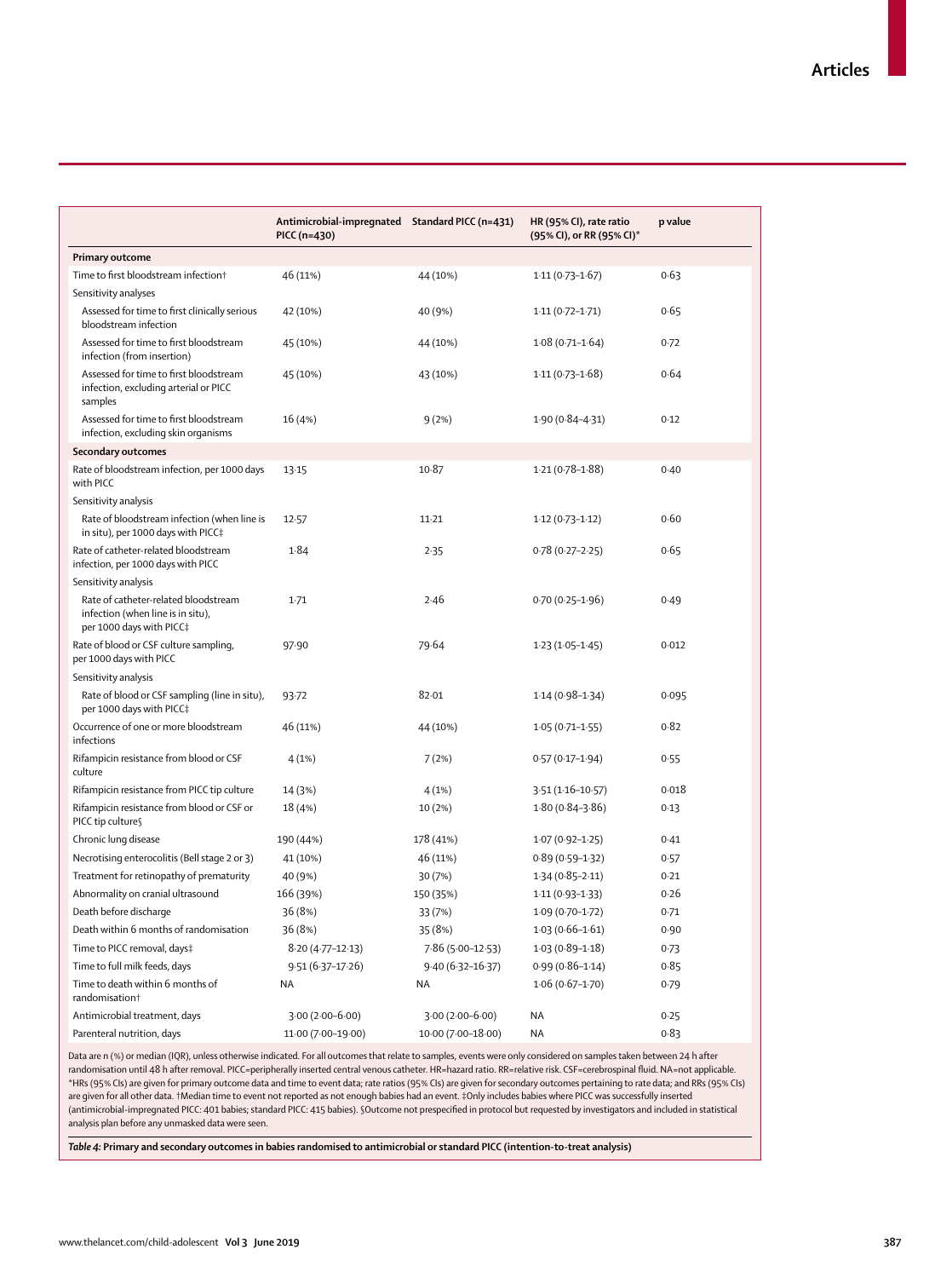| | Antimicrobial-impregnated PICC (n=430) | Standard PICC (n=431) | HR (95% CI), rate ratio (95% CI), or RR (95% CI)* | p value |
|---|---|---|---|---|
| **Primary outcome** | | | | |
| Time to first bloodstream infection† | 46 (11%) | 44 (10%) | 1·11 (0·73–1·67) | 0·63 |
| Sensitivity analyses | | | | |
| Assessed for time to first clinically serious bloodstream infection | 42 (10%) | 40 (9%) | 1·11 (0·72–1·71) | 0·65 |
| Assessed for time to first bloodstream infection (from insertion) | 45 (10%) | 44 (10%) | 1·08 (0·71–1·64) | 0·72 |
| Assessed for time to first bloodstream infection, excluding arterial or PICC samples | 45 (10%) | 43 (10%) | 1·11 (0·73–1·68) | 0·64 |
| Assessed for time to first bloodstream infection, excluding skin organisms | 16 (4%) | 9 (2%) | 1·90 (0·84–4·31) | 0·12 |
| **Secondary outcomes** | | | | |
| Rate of bloodstream infection, per 1000 days with PICC | 13·15 | 10·87 | 1·21 (0·78–1·88) | 0·40 |
| Sensitivity analysis | | | | |
| Rate of bloodstream infection (when line is in situ), per 1000 days with PICC‡ | 12·57 | 11·21 | 1·12 (0·73–1·12) | 0·60 |
| Rate of catheter-related bloodstream infection, per 1000 days with PICC | 1·84 | 2·35 | 0·78 (0·27–2·25) | 0·65 |
| Sensitivity analysis | | | | |
| Rate of catheter-related bloodstream infection (when line is in situ), per 1000 days with PICC‡ | 1·71 | 2·46 | 0·70 (0·25–1·96) | 0·49 |
| Rate of blood or CSF culture sampling, per 1000 days with PICC | 97·90 | 79·64 | 1·23 (1·05–1·45) | 0·012 |
| Sensitivity analysis | | | | |
| Rate of blood or CSF sampling (line in situ), per 1000 days with PICC‡ | 93·72 | 82·01 | 1·14 (0·98–1·34) | 0·095 |
| Occurrence of one or more bloodstream infections | 46 (11%) | 44 (10%) | 1·05 (0·71–1·55) | 0·82 |
| Rifampicin resistance from blood or CSF culture | 4 (1%) | 7 (2%) | 0·57 (0·17–1·94) | 0·55 |
| Rifampicin resistance from PICC tip culture | 14 (3%) | 4 (1%) | 3·51 (1·16–10·57) | 0·018 |
| Rifampicin resistance from blood or CSF or PICC tip culture§ | 18 (4%) | 10 (2%) | 1·80 (0·84–3·86) | 0·13 |
| Chronic lung disease | 190 (44%) | 178 (41%) | 1·07 (0·92–1·25) | 0·41 |
| Necrotising enterocolitis (Bell stage 2 or 3) | 41 (10%) | 46 (11%) | 0·89 (0·59–1·32) | 0·57 |
| Treatment for retinopathy of prematurity | 40 (9%) | 30 (7%) | 1·34 (0·85–2·11) | 0·21 |
| Abnormality on cranial ultrasound | 166 (39%) | 150 (35%) | 1·11 (0·93–1·33) | 0·26 |
| Death before discharge | 36 (8%) | 33 (7%) | 1·09 (0·70–1·72) | 0·71 |
| Death within 6 months of randomisation | 36 (8%) | 35 (8%) | 1·03 (0·66–1·61) | 0·90 |
| Time to PICC removal, days‡ | 8·20 (4·77–12·13) | 7·86 (5·00–12·53) | 1·03 (0·89–1·18) | 0·73 |
| Time to full milk feeds, days | 9·51 (6·37–17·26) | 9·40 (6·32–16·37) | 0·99 (0·86–1·14) | 0·85 |
| Time to death within 6 months of randomisation† | NA | NA | 1·06 (0·67–1·70) | 0·79 |
| Antimicrobial treatment, days | 3·00 (2·00–6·00) | 3·00 (2·00–6·00) | NA | 0·25 |
| Parenteral nutrition, days | 11·00 (7·00–19·00) | 10·00 (7·00–18·00) | NA | 0·83 |

Data are n (%) or median (IQR), unless otherwise indicated. For all outcomes that relate to samples, events were only considered on samples taken between 24 h after randomisation until 48 h after removal. PICC=peripherally inserted central venous catheter. HR=hazard ratio. RR=relative risk. CSF=cerebrospinal fluid. NA=not applicable. *HRs (95% CIs) are given for primary outcome data and time to event data; rate ratios (95% CIs) are given for secondary outcomes pertaining to rate data; and RRs (95% CIs) are given for all other data. †Median time to event not reported as not enough babies had an event. ‡Only includes babies where PICC was successfully inserted (antimicrobial-impregnated PICC: 401 babies; standard PICC: 415 babies). §Outcome not prespecified in protocol but requested by investigators and included in statistical analysis plan before any unmasked data were seen.

**Table 4: Primary and secondary outcomes in babies randomised to antimicrobial or standard PICC (intention-to-treat analysis)**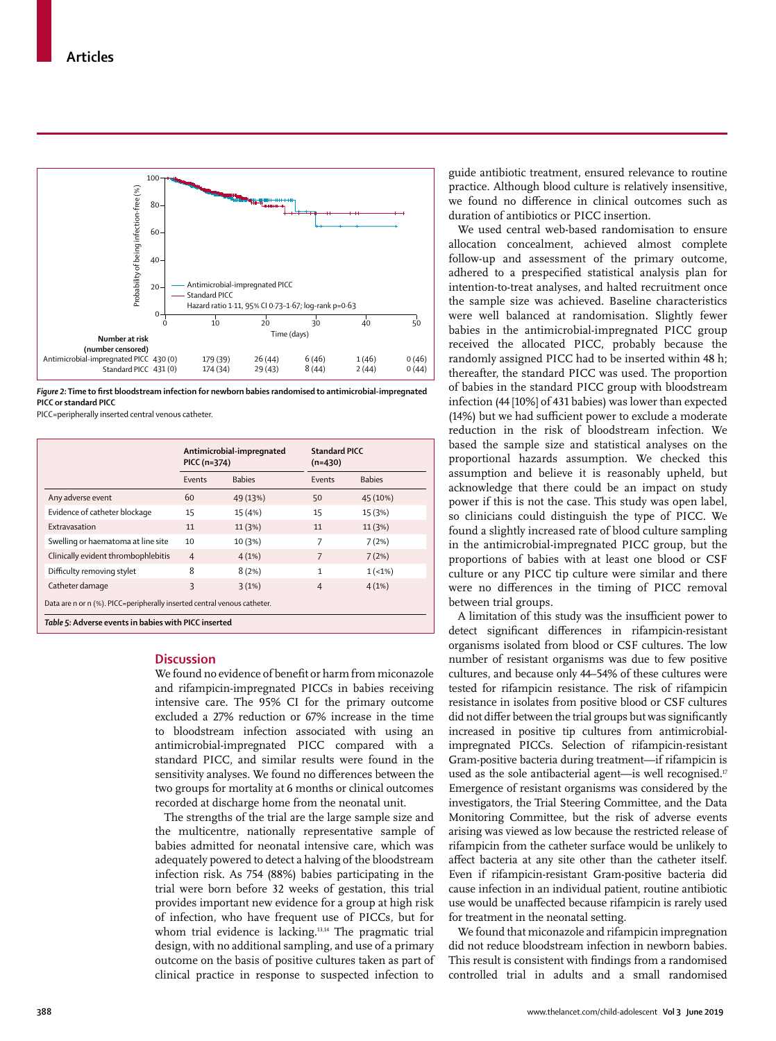100
80
60
40
20
0
Probability of being infection-free (%)
0 10 20 30 40 50
Time (days)
Antimicrobial-impregnated PICC
Standard PICC
Hazard ratio 1·11, 95% CI 0·73–1·67; log-rank p=0·63

Number at risk (number censored)
Antimicrobial-impregnated PICC 430 (0) 179 (39) 26 (44) 6 (46) 1 (46) 0 (46)
Standard PICC 431 (0) 174 (34) 29 (43) 8 (44) 2 (44) 0 (44)

***Figure 2:* Time to first bloodstream infection for newborn babies randomised to antimicrobial-impregnated PICC or standard PICC**

PICC=peripherally inserted central venous catheter.

| | Antimicrobial-impregnated PICC (n=374) | | Standard PICC (n=430) | |
|---|---|---|---|---|
| | Events | Babies | Events | Babies |
| Any adverse event | 60 | 49 (13%) | 50 | 45 (10%) |
| Evidence of catheter blockage | 15 | 15 (4%) | 15 | 15 (3%) |
| Extravasation | 11 | 11 (3%) | 11 | 11 (3%) |
| Swelling or haematoma at line site | 10 | 10 (3%) | 7 | 7 (2%) |
| Clinically evident thrombophlebitis | 4 | 4 (1%) | 7 | 7 (2%) |
| Difficulty removing stylet | 8 | 8 (2%) | 1 | 1 (<1%) |
| Catheter damage | 3 | 3 (1%) | 4 | 4 (1%) |

Data are n or n (%). PICC=peripherally inserted central venous catheter.

***Table 5:* Adverse events in babies with PICC inserted**

## Discussion

We found no evidence of benefit or harm from miconazole and rifampicin-impregnated PICCs in babies receiving intensive care. The 95% CI for the primary outcome excluded a 27% reduction or 67% increase in the time to bloodstream infection associated with using an antimicrobial-impregnated PICC compared with a standard PICC, and similar results were found in the sensitivity analyses. We found no differences between the two groups for mortality at 6 months or clinical outcomes recorded at discharge home from the neonatal unit.

The strengths of the trial are the large sample size and the multicentre, nationally representative sample of babies admitted for neonatal intensive care, which was adequately powered to detect a halving of the bloodstream infection risk. As 754 (88%) babies participating in the trial were born before 32 weeks of gestation, this trial provides important new evidence for a group at high risk of infection, who have frequent use of PICCs, but for whom trial evidence is lacking.[13,14] The pragmatic trial design, with no additional sampling, and use of a primary outcome on the basis of positive cultures taken as part of clinical practice in response to suspected infection to guide antibiotic treatment, ensured relevance to routine practice. Although blood culture is relatively insensitive, we found no difference in clinical outcomes such as duration of antibiotics or PICC insertion.

We used central web-based randomisation to ensure allocation concealment, achieved almost complete follow-up and assessment of the primary outcome, adhered to a prespecified statistical analysis plan for intention-to-treat analyses, and halted recruitment once the sample size was achieved. Baseline characteristics were well balanced at randomisation. Slightly fewer babies in the antimicrobial-impregnated PICC group received the allocated PICC, probably because the randomly assigned PICC had to be inserted within 48 h; thereafter, the standard PICC was used. The proportion of babies in the standard PICC group with bloodstream infection (44 [10%] of 431 babies) was lower than expected (14%) but we had sufficient power to exclude a moderate reduction in the risk of bloodstream infection. We based the sample size and statistical analyses on the proportional hazards assumption. We checked this assumption and believe it is reasonably upheld, but acknowledge that there could be an impact on study power if this is not the case. This study was open label, so clinicians could distinguish the type of PICC. We found a slightly increased rate of blood culture sampling in the antimicrobial-impregnated PICC group, but the proportions of babies with at least one blood or CSF culture or any PICC tip culture were similar and there were no differences in the timing of PICC removal between trial groups.

A limitation of this study was the insufficient power to detect significant differences in rifampicin-resistant organisms isolated from blood or CSF cultures. The low number of resistant organisms was due to few positive cultures, and because only 44–54% of these cultures were tested for rifampicin resistance. The risk of rifampicin resistance in isolates from positive blood or CSF cultures did not differ between the trial groups but was significantly increased in positive tip cultures from antimicrobial-impregnated PICCs. Selection of rifampicin-resistant Gram-positive bacteria during treatment—if rifampicin is used as the sole antibacterial agent—is well recognised.[17] Emergence of resistant organisms was considered by the investigators, the Trial Steering Committee, and the Data Monitoring Committee, but the risk of adverse events arising was viewed as low because the restricted release of rifampicin from the catheter surface would be unlikely to affect bacteria at any site other than the catheter itself. Even if rifampicin-resistant Gram-positive bacteria did cause infection in an individual patient, routine antibiotic use would be unaffected because rifampicin is rarely used for treatment in the neonatal setting.

We found that miconazole and rifampicin impregnation did not reduce bloodstream infection in newborn babies. This result is consistent with findings from a randomised controlled trial in adults and a small randomised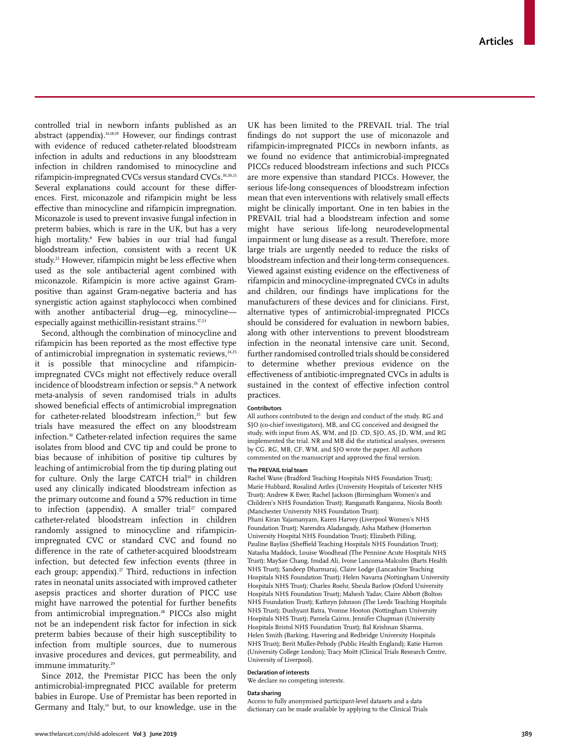controlled trial in newborn infants published as an abstract (appendix).[14,18,19] However, our findings contrast with evidence of reduced catheter-related bloodstream infection in adults and reductions in any bloodstream infection in children randomised to minocycline and rifampicin-impregnated CVCs versus standard CVCs.[10,20,21] Several explanations could account for these differences. First, miconazole and rifampicin might be less effective than minocycline and rifampicin impregnation. Miconazole is used to prevent invasive fungal infection in preterm babies, which is rare in the UK, but has a very high mortality.[8] Few babies in our trial had fungal bloodstream infection, consistent with a recent UK study.[22] However, rifampicin might be less effective when used as the sole antibacterial agent combined with miconazole. Rifampicin is more active against Gram-positive than against Gram-negative bacteria and has synergistic action against staphylococci when combined with another antibacterial drug—eg, minocycline—especially against methicillin-resistant strains.[17,23]

Second, although the combination of minocycline and rifampicin has been reported as the most effective type of antimicrobial impregnation in systematic reviews,[24,25] it is possible that minocycline and rifampicin-impregnated CVCs might not effectively reduce overall incidence of bloodstream infection or sepsis.[26] A network meta-analysis of seven randomised trials in adults showed beneficial effects of antimicrobial impregnation for catheter-related bloodstream infection,[25] but few trials have measured the effect on any bloodstream infection.[10] Catheter-related infection requires the same isolates from blood and CVC tip and could be prone to bias because of inhibition of positive tip cultures by leaching of antimicrobial from the tip during plating out for culture. Only the large CATCH trial[10] in children used any clinically indicated bloodstream infection as the primary outcome and found a 57% reduction in time to infection (appendix). A smaller trial[27] compared catheter-related bloodstream infection in children randomly assigned to minocycline and rifampicin-impregnated CVC or standard CVC and found no difference in the rate of catheter-acquired bloodstream infection, but detected few infection events (three in each group; appendix).[27] Third, reductions in infection rates in neonatal units associated with improved catheter asepsis practices and shorter duration of PICC use might have narrowed the potential for further benefits from antimicrobial impregnation.[28] PICCs also might not be an independent risk factor for infection in sick preterm babies because of their high susceptibility to infection from multiple sources, due to numerous invasive procedures and devices, gut permeability, and immune immaturity.[29]

Since 2012, the Premistar PICC has been the only antimicrobial-impregnated PICC available for preterm babies in Europe. Use of Premistar has been reported in Germany and Italy,[14] but, to our knowledge, use in the UK has been limited to the PREVAIL trial. The trial findings do not support the use of miconazole and rifampicin-impregnated PICCs in newborn infants, as we found no evidence that antimicrobial-impregnated PICCs reduced bloodstream infections and such PICCs are more expensive than standard PICCs. However, the serious life-long consequences of bloodstream infection mean that even interventions with relatively small effects might be clinically important. One in ten babies in the PREVAIL trial had a bloodstream infection and some might have serious life-long neurodevelopmental impairment or lung disease as a result. Therefore, more large trials are urgently needed to reduce the risks of bloodstream infection and their long-term consequences. Viewed against existing evidence on the effectiveness of rifampicin and minocycline-impregnated CVCs in adults and children, our findings have implications for the manufacturers of these devices and for clinicians. First, alternative types of antimicrobial-impregnated PICCs should be considered for evaluation in newborn babies, along with other interventions to prevent bloodstream infection in the neonatal intensive care unit. Second, further randomised controlled trials should be considered to determine whether previous evidence on the effectiveness of antibiotic-impregnated CVCs in adults is sustained in the context of effective infection control practices.

#### Contributors

All authors contributed to the design and conduct of the study. RG and SJO (co-chief investigators), MB, and CG conceived and designed the study, with input from AS, WM, and JD. CD, SJO, AS, JD, WM, and RG implemented the trial. NR and MB did the statistical analyses, overseen by CG. RG, MB, CF, WM, and SJO wrote the paper. All authors commented on the manuscript and approved the final version.

#### The PREVAIL trial team

Rachel Wane (Bradford Teaching Hospitals NHS Foundation Trust); Marie Hubbard, Rosalind Astles (University Hospitals of Leicester NHS Trust); Andrew K Ewer, Rachel Jackson (Birmingham Women's and Children's NHS Foundation Trust); Ranganath Ranganna, Nicola Booth (Manchester University NHS Foundation Trust); Phani Kiran Yajamanyam, Karen Harvey (Liverpool Women's NHS Foundation Trust); Narendra Aladangady, Asha Mathew (Homerton University Hospital NHS Foundation Trust); Elizabeth Pilling, Pauline Bayliss (Sheffield Teaching Hospitals NHS Foundation Trust); Natasha Maddock, Louise Woodhead (The Pennine Acute Hospitals NHS Trust); MaySze Chang, Imdad Ali, Ivone Lancoma-Malcolm (Barts Health NHS Trust); Sandeep Dharmaraj, Claire Lodge (Lancashire Teaching Hospitals NHS Foundation Trust); Helen Navarra (Nottingham University Hospitals NHS Trust); Charles Roehr, Sheula Barlow (Oxford University Hospitals NHS Foundation Trust); Mahesh Yadav, Claire Abbott (Bolton NHS Foundation Trust); Kathryn Johnson (The Leeds Teaching Hospitals NHS Trust); Dushyant Batra, Yvonne Hooton (Nottingham University Hospitals NHS Trust); Pamela Cairns, Jennifer Chapman (University Hospitals Bristol NHS Foundation Trust); Bal Krishnan Sharma, Helen Smith (Barking, Havering and Redbridge University Hospitals NHS Trust); Berit Muller-Pebody (Public Health England); Katie Harron (University College London); Tracy Moitt (Clinical Trials Research Centre, University of Liverpool).

#### Declaration of interests

We declare no competing interests.

#### Data sharing

Access to fully anonymised participant-level datasets and a data dictionary can be made available by applying to the Clinical Trials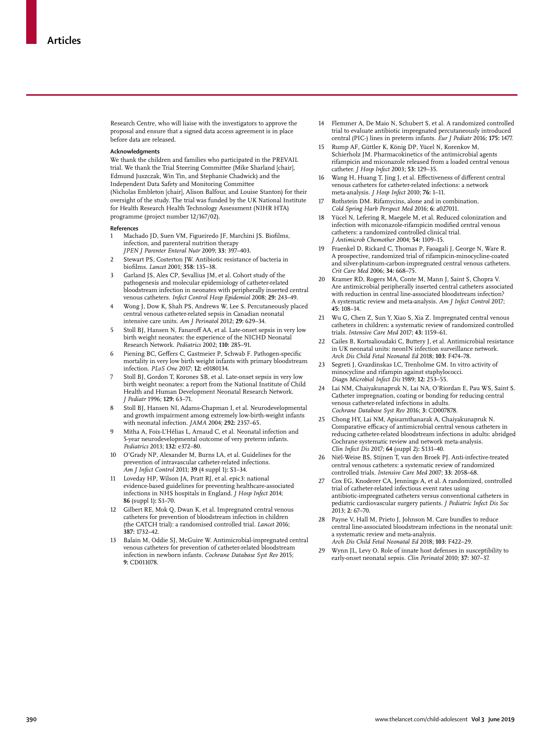Research Centre, who will liaise with the investigators to approve the proposal and ensure that a signed data access agreement is in place before data are released.

### Acknowledgments

We thank the children and families who participated in the PREVAIL trial. We thank the Trial Steering Committee (Mike Sharland [chair], Edmund Juszczak, Win Tin, and Stephanie Chadwick) and the Independent Data Safety and Monitoring Committee (Nicholas Embleton [chair], Alison Balfour, and Louise Stanton) for their oversight of the study. The trial was funded by the UK National Institute for Health Research Health Technology Assessment (NIHR HTA) programme (project number 12/167/02).

### References

1. Machado JD, Suen VM, Figueiredo JF, Marchini JS. Biofilms, infection, and parenteral nutrition therapy. *JPEN J Parenter Enteral Nutr* 2009; **33:** 397–403.
2. Stewart PS, Costerton JW. Antibiotic resistance of bacteria in biofilms. *Lancet* 2001; **358:** 135–38.
3. Garland JS, Alex CP, Sevallius JM, et al. Cohort study of the pathogenesis and molecular epidemiology of catheter-related bloodstream infection in neonates with peripherally inserted central venous catheters. *Infect Control Hosp Epidemiol* 2008; **29:** 243–49.
4. Wong J, Dow K, Shah PS, Andrews W, Lee S. Percutaneously placed central venous catheter-related sepsis in Canadian neonatal intensive care units. *Am J Perinatol* 2012; **29:** 629–34.
5. Stoll BJ, Hansen N, Fanaroff AA, et al. Late-onset sepsis in very low birth weight neonates: the experience of the NICHD Neonatal Research Network. *Pediatrics* 2002; **110:** 285–91.
6. Piening BC, Geffers C, Gastmeier P, Schwab F. Pathogen-specific mortality in very low birth weight infants with primary bloodstream infection. *PLoS One* 2017; **12:** e0180134.
7. Stoll BJ, Gordon T, Korones SB, et al. Late-onset sepsis in very low birth weight neonates: a report from the National Institute of Child Health and Human Development Neonatal Research Network. *J Pediatr* 1996; **129:** 63–71.
8. Stoll BJ, Hansen NI, Adams-Chapman I, et al. Neurodevelopmental and growth impairment among extremely low-birth-weight infants with neonatal infection. *JAMA* 2004; **292:** 2357–65.
9. Mitha A, Foix-L'Hélias L, Arnaud C, et al. Neonatal infection and 5-year neurodevelopmental outcome of very preterm infants. *Pediatrics* 2013; **132:** e372–80.
10. O'Grady NP, Alexander M, Burns LA, et al. Guidelines for the prevention of intravascular catheter-related infections. *Am J Infect Control* 2011; **39** (4 suppl 1)**:** S1–34.
11. Loveday HP, Wilson JA, Pratt RJ, et al. epic3: national evidence-based guidelines for preventing healthcare-associated infections in NHS hospitals in England. *J Hosp Infect* 2014; **86** (suppl 1)**:** S1–70.
12. Gilbert RE, Mok Q, Dwan K, et al. Impregnated central venous catheters for prevention of bloodstream infection in children (the CATCH trial): a randomised controlled trial. *Lancet* 2016; **387:** 1732–42.
13. Balain M, Oddie SJ, McGuire W. Antimicrobial-impregnated central venous catheters for prevention of catheter-related bloodstream infection in newborn infants. *Cochrane Database Syst Rev* 2015; **9:** CD011078.
14. Flemmer A, De Maio N, Schubert S, et al. A randomized controlled trial to evaluate antibiotic impregnated percutaneously introduced central (PIC-) lines in preterm infants. *Eur J Pediatr* 2016; **175:** 1477.
15. Rump AF, Güttler K, König DP, Yücel N, Korenkov M, Schierholz JM. Pharmacokinetics of the antimicrobial agents rifampicin and miconazole released from a loaded central venous catheter. *J Hosp Infect* 2003; **53:** 129–35.
16. Wang H, Huang T, Jing J, et al. Effectiveness of different central venous catheters for catheter-related infections: a network meta-analysis. *J Hosp Infect* 2010; **76:** 1–11.
17. Rothstein DM. Rifamycins, alone and in combination. *Cold Spring Harb Perspect Med* 2016; **6:** a027011.
18. Yücel N, Lefering R, Maegele M, et al. Reduced colonization and infection with miconazole-rifampicin modified central venous catheters: a randomized controlled clinical trial. *J Antimicrob Chemother* 2004; **54:** 1109–15.
19. Fraenkel D, Rickard C, Thomas P, Faoagali J, George N, Ware R. A prospective, randomized trial of rifampicin-minocycline-coated and silver-platinum-carbon-impregnated central venous catheters. *Crit Care Med* 2006; **34:** 668–75.
20. Kramer RD, Rogers MA, Conte M, Mann J, Saint S, Chopra V. Are antimicrobial peripherally inserted central catheters associated with reduction in central line-associated bloodstream infection? A systematic review and meta-analysis. *Am J Infect Control* 2017; **45:** 108–14.
21. Wu G, Chen Z, Sun Y, Xiao S, Xia Z. Impregnated central venous catheters in children: a systematic review of randomized controlled trials. *Intensive Care Med* 2017; **43:** 1159–61.
22. Cailes B, Kortsalioudaki C, Buttery J, et al. Antimicrobial resistance in UK neonatal units: neonIN infection surveillance network. *Arch Dis Child Fetal Neonatal Ed* 2018; **103:** F474–78.
23. Segreti J, Gvazdinskas LC, Trenholme GM. In vitro activity of minocycline and rifampin against staphylococci. *Diagn Microbiol Infect Dis* 1989; **12:** 253–55.
24. Lai NM, Chaiyakunapruk N, Lai NA, O'Riordan E, Pau WS, Saint S. Catheter impregnation, coating or bonding for reducing central venous catheter-related infections in adults. *Cochrane Database Syst Rev* 2016; **3:** CD007878.
25. Chong HY, Lai NM, Apisarnthanarak A, Chaiyakunapruk N. Comparative efficacy of antimicrobial central venous catheters in reducing catheter-related bloodstream infections in adults: abridged Cochrane systematic review and network meta-analysis. *Clin Infect Dis* 2017; **64** (suppl 2)**:** S131–40.
26. Niël-Weise BS, Stijnen T, van den Broek PJ. Anti-infective-treated central venous catheters: a systematic review of randomized controlled trials. *Intensive Care Med* 2007; **33:** 2058–68.
27. Cox EG, Knoderer CA, Jennings A, et al. A randomized, controlled trial of catheter-related infectious event rates using antibiotic-impregnated catheters versus conventional catheters in pediatric cardiovascular surgery patients. *J Pediatric Infect Dis Soc* 2013; **2:** 67–70.
28. Payne V, Hall M, Prieto J, Johnson M. Care bundles to reduce central line-associated bloodstream infections in the neonatal unit: a systematic review and meta-analysis. *Arch Dis Child Fetal Neonatal Ed* 2018; **103:** F422–29.
29. Wynn JL, Levy O. Role of innate host defenses in susceptibility to early-onset neonatal sepsis. *Clin Perinatol* 2010; **37:** 307–37.